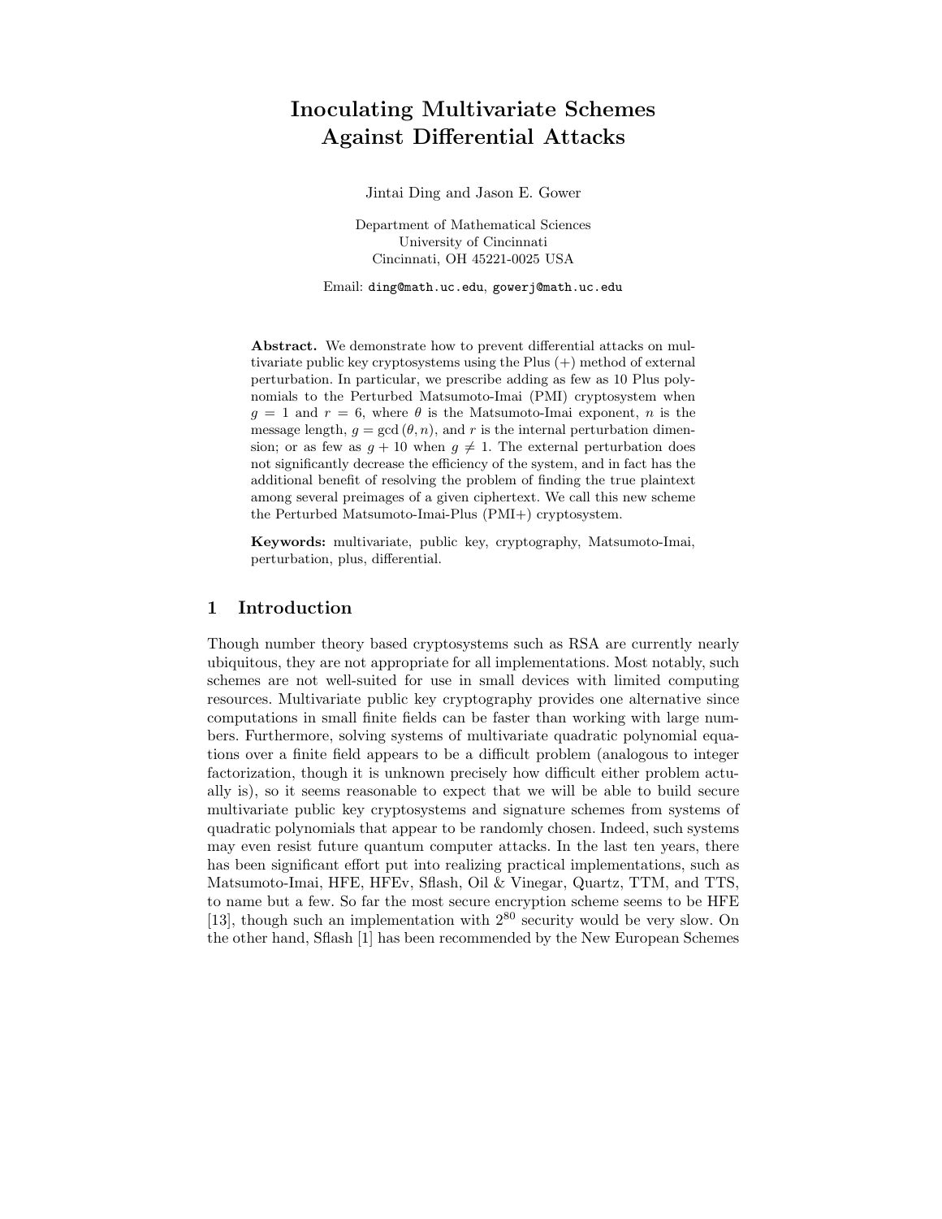# Inoculating Multivariate Schemes Against Differential Attacks

Jintai Ding and Jason E. Gower

Department of Mathematical Sciences
University of Cincinnati
Cincinnati, OH 45221-0025 USA

Email: ding@math.uc.edu, gowerj@math.uc.edu

**Abstract.** We demonstrate how to prevent differential attacks on multivariate public key cryptosystems using the Plus (+) method of external perturbation. In particular, we prescribe adding as few as 10 Plus polynomials to the Perturbed Matsumoto-Imai (PMI) cryptosystem when $g = 1$ and $r = 6$, where $\theta$ is the Matsumoto-Imai exponent, $n$ is the message length, $g = \gcd(\theta, n)$, and $r$ is the internal perturbation dimension; or as few as $g + 10$ when $g \neq 1$. The external perturbation does not significantly decrease the efficiency of the system, and in fact has the additional benefit of resolving the problem of finding the true plaintext among several preimages of a given ciphertext. We call this new scheme the Perturbed Matsumoto-Imai-Plus (PMI+) cryptosystem.

**Keywords:** multivariate, public key, cryptography, Matsumoto-Imai, perturbation, plus, differential.

## 1 Introduction

Though number theory based cryptosystems such as RSA are currently nearly ubiquitous, they are not appropriate for all implementations. Most notably, such schemes are not well-suited for use in small devices with limited computing resources. Multivariate public key cryptography provides one alternative since computations in small finite fields can be faster than working with large numbers. Furthermore, solving systems of multivariate quadratic polynomial equations over a finite field appears to be a difficult problem (analogous to integer factorization, though it is unknown precisely how difficult either problem actually is), so it seems reasonable to expect that we will be able to build secure multivariate public key cryptosystems and signature schemes from systems of quadratic polynomials that appear to be randomly chosen. Indeed, such systems may even resist future quantum computer attacks. In the last ten years, there has been significant effort put into realizing practical implementations, such as Matsumoto-Imai, HFE, HFEv, Sflash, Oil & Vinegar, Quartz, TTM, and TTS, to name but a few. So far the most secure encryption scheme seems to be HFE [13], though such an implementation with $2^{80}$ security would be very slow. On the other hand, Sflash [1] has been recommended by the New European Schemes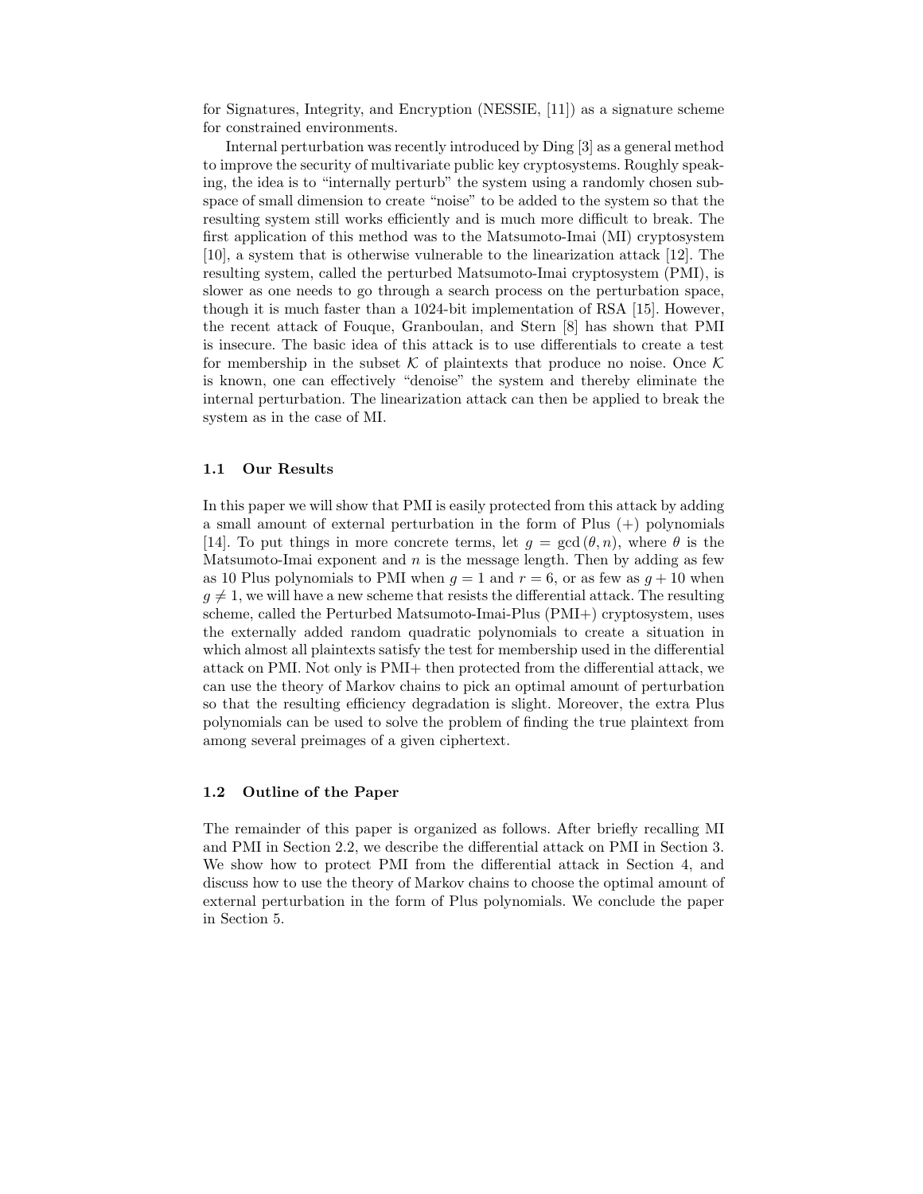for Signatures, Integrity, and Encryption (NESSIE, [11]) as a signature scheme for constrained environments.

Internal perturbation was recently introduced by Ding [3] as a general method to improve the security of multivariate public key cryptosystems. Roughly speaking, the idea is to "internally perturb" the system using a randomly chosen subspace of small dimension to create "noise" to be added to the system so that the resulting system still works efficiently and is much more difficult to break. The first application of this method was to the Matsumoto-Imai (MI) cryptosystem [10], a system that is otherwise vulnerable to the linearization attack [12]. The resulting system, called the perturbed Matsumoto-Imai cryptosystem (PMI), is slower as one needs to go through a search process on the perturbation space, though it is much faster than a 1024-bit implementation of RSA [15]. However, the recent attack of Fouque, Granboulan, and Stern [8] has shown that PMI is insecure. The basic idea of this attack is to use differentials to create a test for membership in the subset $\mathcal{K}$ of plaintexts that produce no noise. Once $\mathcal{K}$ is known, one can effectively "denoise" the system and thereby eliminate the internal perturbation. The linearization attack can then be applied to break the system as in the case of MI.

### 1.1 Our Results

In this paper we will show that PMI is easily protected from this attack by adding a small amount of external perturbation in the form of Plus (+) polynomials [14]. To put things in more concrete terms, let $g = \gcd(\theta, n)$, where $\theta$ is the Matsumoto-Imai exponent and $n$ is the message length. Then by adding as few as 10 Plus polynomials to PMI when $g = 1$ and $r = 6$, or as few as $g + 10$ when $g \neq 1$, we will have a new scheme that resists the differential attack. The resulting scheme, called the Perturbed Matsumoto-Imai-Plus (PMI+) cryptosystem, uses the externally added random quadratic polynomials to create a situation in which almost all plaintexts satisfy the test for membership used in the differential attack on PMI. Not only is PMI+ then protected from the differential attack, we can use the theory of Markov chains to pick an optimal amount of perturbation so that the resulting efficiency degradation is slight. Moreover, the extra Plus polynomials can be used to solve the problem of finding the true plaintext from among several preimages of a given ciphertext.

### 1.2 Outline of the Paper

The remainder of this paper is organized as follows. After briefly recalling MI and PMI in Section 2.2, we describe the differential attack on PMI in Section 3. We show how to protect PMI from the differential attack in Section 4, and discuss how to use the theory of Markov chains to choose the optimal amount of external perturbation in the form of Plus polynomials. We conclude the paper in Section 5.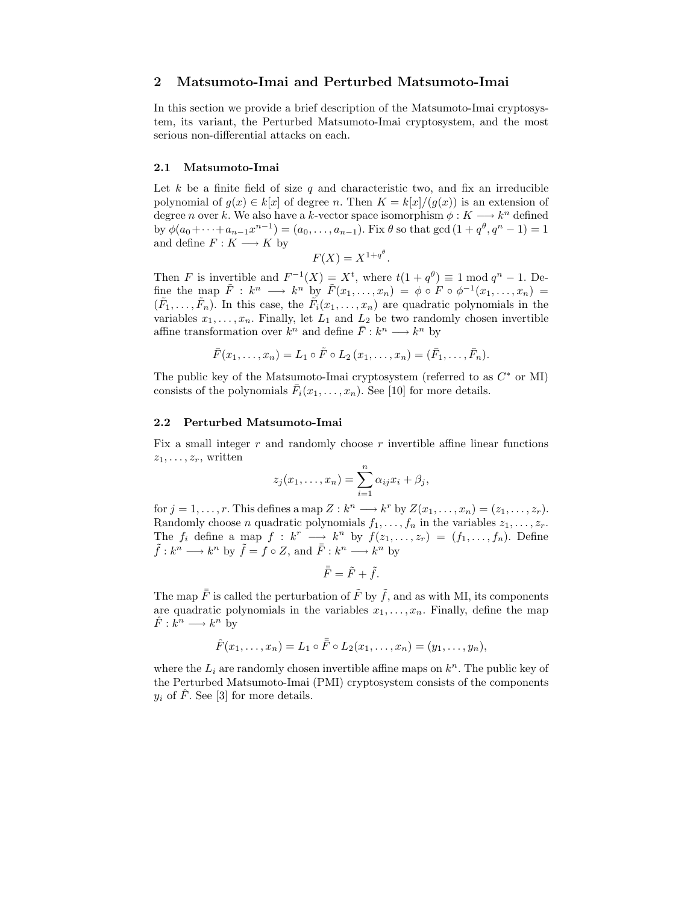## 2 Matsumoto-Imai and Perturbed Matsumoto-Imai

In this section we provide a brief description of the Matsumoto-Imai cryptosystem, its variant, the Perturbed Matsumoto-Imai cryptosystem, and the most serious non-differential attacks on each.

### 2.1 Matsumoto-Imai

Let $k$ be a finite field of size $q$ and characteristic two, and fix an irreducible polynomial of $g(x) \in k[x]$ of degree $n$. Then $K = k[x]/(g(x))$ is an extension of degree $n$ over $k$. We also have a $k$-vector space isomorphism $\phi : K \longrightarrow k^n$ defined by $\phi(a_0 + \cdots + a_{n-1}x^{n-1}) = (a_0, \ldots, a_{n-1})$. Fix $\theta$ so that $\gcd(1 + q^\theta, q^n - 1) = 1$ and define $F : K \longrightarrow K$ by

$$F(X) = X^{1+q^\theta}.$$

Then $F$ is invertible and $F^{-1}(X) = X^t$, where $t(1 + q^\theta) \equiv 1 \bmod q^n - 1$. Define the map $\tilde{F} : k^n \longrightarrow k^n$ by $\tilde{F}(x_1, \ldots, x_n) = \phi \circ F \circ \phi^{-1}(x_1, \ldots, x_n) = (\tilde{F}_1, \ldots, \tilde{F}_n)$. In this case, the $\tilde{F}_i(x_1, \ldots, x_n)$ are quadratic polynomials in the variables $x_1, \ldots, x_n$. Finally, let $L_1$ and $L_2$ be two randomly chosen invertible affine transformation over $k^n$ and define $\bar{F} : k^n \longrightarrow k^n$ by

$$\bar{F}(x_1, \ldots, x_n) = L_1 \circ \tilde{F} \circ L_2\,(x_1, \ldots, x_n) = (\bar{F}_1, \ldots, \bar{F}_n).$$

The public key of the Matsumoto-Imai cryptosystem (referred to as $C^*$ or MI) consists of the polynomials $\bar{F}_i(x_1, \ldots, x_n)$. See [10] for more details.

### 2.2 Perturbed Matsumoto-Imai

Fix a small integer $r$ and randomly choose $r$ invertible affine linear functions $z_1, \ldots, z_r$, written

$$z_j(x_1, \ldots, x_n) = \sum_{i=1}^{n} \alpha_{ij} x_i + \beta_j,$$

for $j = 1, \ldots, r$. This defines a map $Z : k^n \longrightarrow k^r$ by $Z(x_1, \ldots, x_n) = (z_1, \ldots, z_r)$. Randomly choose $n$ quadratic polynomials $f_1, \ldots, f_n$ in the variables $z_1, \ldots, z_r$. The $f_i$ define a map $f : k^r \longrightarrow k^n$ by $f(z_1, \ldots, z_r) = (f_1, \ldots, f_n)$. Define $\tilde{f} : k^n \longrightarrow k^n$ by $\tilde{f} = f \circ Z$, and $\bar{\bar{F}} : k^n \longrightarrow k^n$ by

$$\bar{\bar{F}} = \tilde{F} + \tilde{f}.$$

The map $\bar{\bar{F}}$ is called the perturbation of $\tilde{F}$ by $\tilde{f}$, and as with MI, its components are quadratic polynomials in the variables $x_1, \ldots, x_n$. Finally, define the map $\hat{F} : k^n \longrightarrow k^n$ by

$$\hat{F}(x_1, \ldots, x_n) = L_1 \circ \bar{\bar{F}} \circ L_2(x_1, \ldots, x_n) = (y_1, \ldots, y_n),$$

where the $L_i$ are randomly chosen invertible affine maps on $k^n$. The public key of the Perturbed Matsumoto-Imai (PMI) cryptosystem consists of the components $y_i$ of $\hat{F}$. See [3] for more details.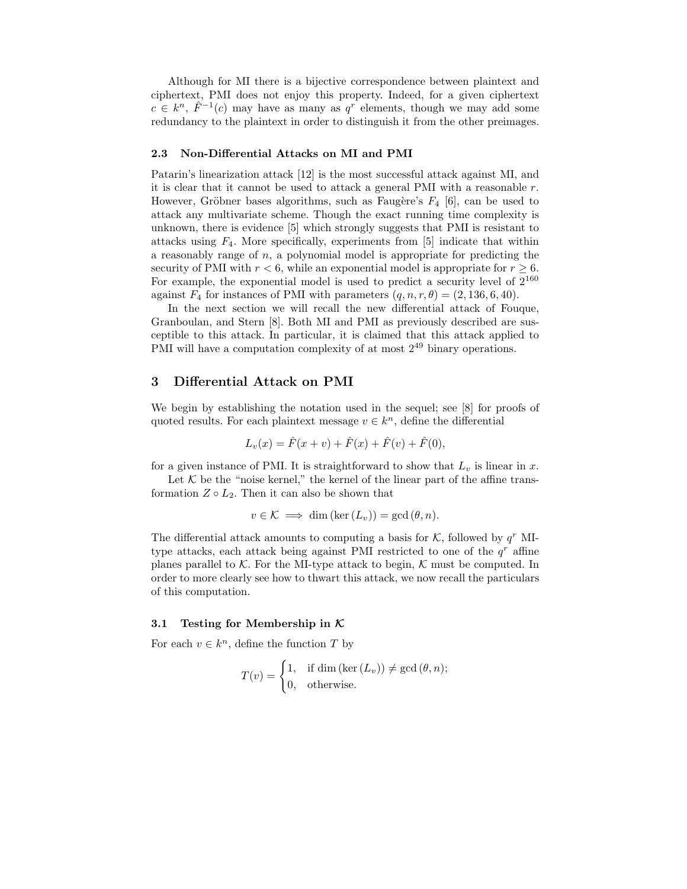Although for MI there is a bijective correspondence between plaintext and ciphertext, PMI does not enjoy this property. Indeed, for a given ciphertext $c \in k^n$, $\hat{F}^{-1}(c)$ may have as many as $q^r$ elements, though we may add some redundancy to the plaintext in order to distinguish it from the other preimages.

### 2.3 Non-Differential Attacks on MI and PMI

Patarin's linearization attack [12] is the most successful attack against MI, and it is clear that it cannot be used to attack a general PMI with a reasonable $r$. However, Gröbner bases algorithms, such as Faugère's $F_4$ [6], can be used to attack any multivariate scheme. Though the exact running time complexity is unknown, there is evidence [5] which strongly suggests that PMI is resistant to attacks using $F_4$. More specifically, experiments from [5] indicate that within a reasonably range of $n$, a polynomial model is appropriate for predicting the security of PMI with $r < 6$, while an exponential model is appropriate for $r \geq 6$. For example, the exponential model is used to predict a security level of $2^{160}$ against $F_4$ for instances of PMI with parameters $(q, n, r, \theta) = (2, 136, 6, 40)$.

In the next section we will recall the new differential attack of Fouque, Granboulan, and Stern [8]. Both MI and PMI as previously described are susceptible to this attack. In particular, it is claimed that this attack applied to PMI will have a computation complexity of at most $2^{49}$ binary operations.

## 3 Differential Attack on PMI

We begin by establishing the notation used in the sequel; see [8] for proofs of quoted results. For each plaintext message $v \in k^n$, define the differential

$$L_v(x) = \hat{F}(x + v) + \hat{F}(x) + \hat{F}(v) + \hat{F}(0),$$

for a given instance of PMI. It is straightforward to show that $L_v$ is linear in $x$.

Let $\mathcal{K}$ be the "noise kernel," the kernel of the linear part of the affine transformation $Z \circ L_2$. Then it can also be shown that

$$v \in \mathcal{K} \implies \dim(\ker(L_v)) = \gcd(\theta, n).$$

The differential attack amounts to computing a basis for $\mathcal{K}$, followed by $q^r$ MI-type attacks, each attack being against PMI restricted to one of the $q^r$ affine planes parallel to $\mathcal{K}$. For the MI-type attack to begin, $\mathcal{K}$ must be computed. In order to more clearly see how to thwart this attack, we now recall the particulars of this computation.

### 3.1 Testing for Membership in $\mathcal{K}$

For each $v \in k^n$, define the function $T$ by

$$T(v) = \begin{cases} 1, & \text{if } \dim(\ker(L_v)) \neq \gcd(\theta, n); \\ 0, & \text{otherwise.} \end{cases}$$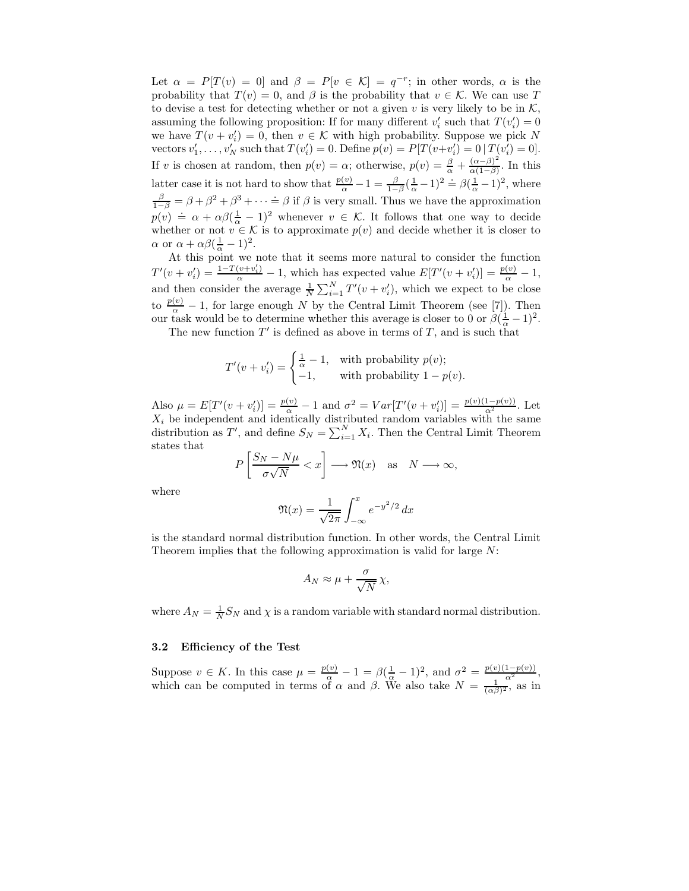Let $\alpha = P[T(v) = 0]$ and $\beta = P[v \in \mathcal{K}] = q^{-r}$; in other words, $\alpha$ is the probability that $T(v) = 0$, and $\beta$ is the probability that $v \in \mathcal{K}$. We can use $T$ to devise a test for detecting whether or not a given $v$ is very likely to be in $\mathcal{K}$, assuming the following proposition: If for many different $v'_i$ such that $T(v'_i) = 0$ we have $T(v + v'_i) = 0$, then $v \in \mathcal{K}$ with high probability. Suppose we pick $N$ vectors $v'_1, \ldots, v'_N$ such that $T(v'_i) = 0$. Define $p(v) = P[T(v+v'_i) = 0 \,|\, T(v'_i) = 0]$. If $v$ is chosen at random, then $p(v) = \alpha$; otherwise, $p(v) = \frac{\beta}{\alpha} + \frac{(\alpha-\beta)^2}{\alpha(1-\beta)}$. In this latter case it is not hard to show that $\frac{p(v)}{\alpha} - 1 = \frac{\beta}{1-\beta}(\frac{1}{\alpha} - 1)^2 \doteq \beta(\frac{1}{\alpha} - 1)^2$, where $\frac{\beta}{1-\beta} = \beta + \beta^2 + \beta^3 + \cdots \doteq \beta$ if $\beta$ is very small. Thus we have the approximation $p(v) \doteq \alpha + \alpha\beta(\frac{1}{\alpha} - 1)^2$ whenever $v \in \mathcal{K}$. It follows that one way to decide whether or not $v \in \mathcal{K}$ is to approximate $p(v)$ and decide whether it is closer to $\alpha$ or $\alpha + \alpha\beta(\frac{1}{\alpha} - 1)^2$.

At this point we note that it seems more natural to consider the function $T'(v + v'_i) = \frac{1 - T(v+v'_i)}{\alpha} - 1$, which has expected value $E[T'(v + v'_i)] = \frac{p(v)}{\alpha} - 1$, and then consider the average $\frac{1}{N}\sum_{i=1}^{N} T'(v + v'_i)$, which we expect to be close to $\frac{p(v)}{\alpha} - 1$, for large enough $N$ by the Central Limit Theorem (see [7]). Then our task would be to determine whether this average is closer to 0 or $\beta(\frac{1}{\alpha} - 1)^2$.

The new function $T'$ is defined as above in terms of $T$, and is such that

$$T'(v + v'_i) = \begin{cases} \frac{1}{\alpha} - 1, & \text{with probability } p(v); \\ -1, & \text{with probability } 1 - p(v). \end{cases}$$

Also $\mu = E[T'(v + v'_i)] = \frac{p(v)}{\alpha} - 1$ and $\sigma^2 = Var[T'(v + v'_i)] = \frac{p(v)(1-p(v))}{\alpha^2}$. Let $X_i$ be independent and identically distributed random variables with the same distribution as $T'$, and define $S_N = \sum_{i=1}^{N} X_i$. Then the Central Limit Theorem states that

$$P\left[\frac{S_N - N\mu}{\sigma\sqrt{N}} < x\right] \longrightarrow \mathfrak{N}(x) \quad \text{as} \quad N \longrightarrow \infty,$$

where

$$\mathfrak{N}(x) = \frac{1}{\sqrt{2\pi}} \int_{-\infty}^{x} e^{-y^2/2}\, dx$$

is the standard normal distribution function. In other words, the Central Limit Theorem implies that the following approximation is valid for large $N$:

$$A_N \approx \mu + \frac{\sigma}{\sqrt{N}}\,\chi,$$

where $A_N = \frac{1}{N} S_N$ and $\chi$ is a random variable with standard normal distribution.

### 3.2 Efficiency of the Test

Suppose $v \in K$. In this case $\mu = \frac{p(v)}{\alpha} - 1 = \beta(\frac{1}{\alpha} - 1)^2$, and $\sigma^2 = \frac{p(v)(1-p(v))}{\alpha^2}$, which can be computed in terms of $\alpha$ and $\beta$. We also take $N = \frac{1}{(\alpha\beta)^2}$, as in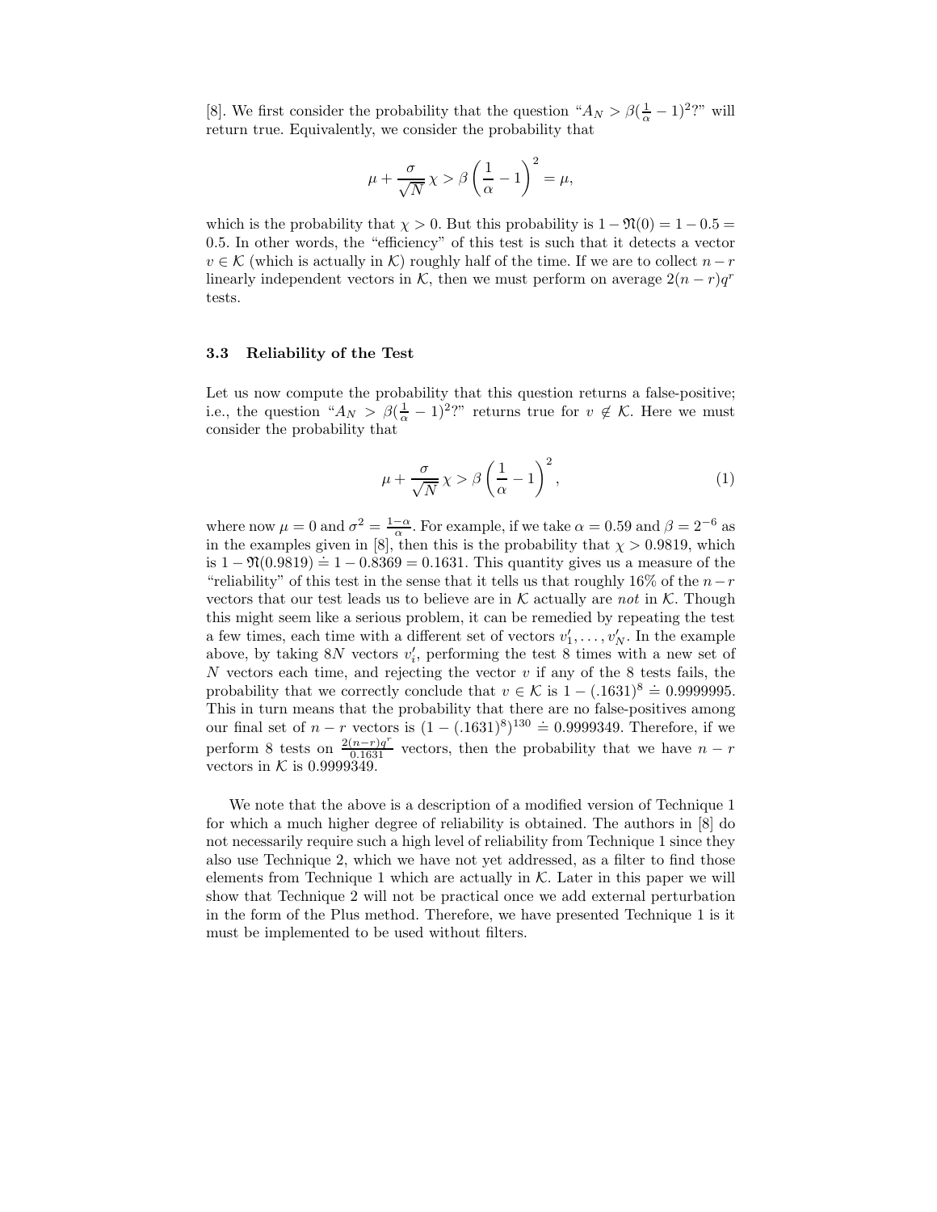[8]. We first consider the probability that the question "$A_N > \beta(\frac{1}{\alpha} - 1)^2$?" will return true. Equivalently, we consider the probability that

$$\mu + \frac{\sigma}{\sqrt{N}}\,\chi > \beta\left(\frac{1}{\alpha} - 1\right)^2 = \mu,$$

which is the probability that $\chi > 0$. But this probability is $1 - \mathfrak{N}(0) = 1 - 0.5 = 0.5$. In other words, the "efficiency" of this test is such that it detects a vector $v \in \mathcal{K}$ (which is actually in $\mathcal{K}$) roughly half of the time. If we are to collect $n - r$ linearly independent vectors in $\mathcal{K}$, then we must perform on average $2(n - r)q^r$ tests.

### 3.3 Reliability of the Test

Let us now compute the probability that this question returns a false-positive; i.e., the question "$A_N > \beta(\frac{1}{\alpha} - 1)^2$?" returns true for $v \notin \mathcal{K}$. Here we must consider the probability that

$$\mu + \frac{\sigma}{\sqrt{N}}\,\chi > \beta\left(\frac{1}{\alpha} - 1\right)^2, \tag{1}$$

where now $\mu = 0$ and $\sigma^2 = \frac{1-\alpha}{\alpha}$. For example, if we take $\alpha = 0.59$ and $\beta = 2^{-6}$ as in the examples given in [8], then this is the probability that $\chi > 0.9819$, which is $1 - \mathfrak{N}(0.9819) \doteq 1 - 0.8369 = 0.1631$. This quantity gives us a measure of the "reliability" of this test in the sense that it tells us that roughly 16% of the $n-r$ vectors that our test leads us to believe are in $\mathcal{K}$ actually are *not* in $\mathcal{K}$. Though this might seem like a serious problem, it can be remedied by repeating the test a few times, each time with a different set of vectors $v'_1, \ldots, v'_N$. In the example above, by taking $8N$ vectors $v'_i$, performing the test 8 times with a new set of $N$ vectors each time, and rejecting the vector $v$ if any of the 8 tests fails, the probability that we correctly conclude that $v \in \mathcal{K}$ is $1 - (.1631)^8 \doteq 0.9999995$. This in turn means that the probability that there are no false-positives among our final set of $n - r$ vectors is $(1 - (.1631)^8)^{130} \doteq 0.9999349$. Therefore, if we perform 8 tests on $\frac{2(n-r)q^r}{0.1631}$ vectors, then the probability that we have $n - r$ vectors in $\mathcal{K}$ is 0.9999349.

We note that the above is a description of a modified version of Technique 1 for which a much higher degree of reliability is obtained. The authors in [8] do not necessarily require such a high level of reliability from Technique 1 since they also use Technique 2, which we have not yet addressed, as a filter to find those elements from Technique 1 which are actually in $\mathcal{K}$. Later in this paper we will show that Technique 2 will not be practical once we add external perturbation in the form of the Plus method. Therefore, we have presented Technique 1 is it must be implemented to be used without filters.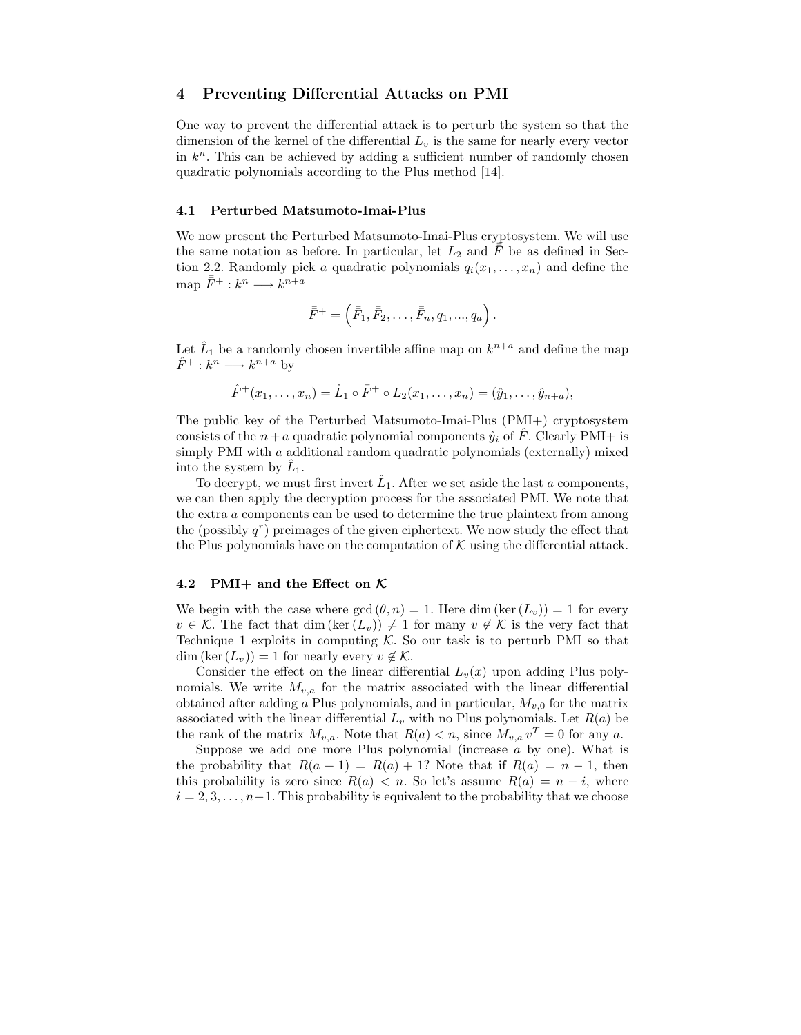## 4 Preventing Differential Attacks on PMI

One way to prevent the differential attack is to perturb the system so that the dimension of the kernel of the differential $L_v$ is the same for nearly every vector in $k^n$. This can be achieved by adding a sufficient number of randomly chosen quadratic polynomials according to the Plus method [14].

### 4.1 Perturbed Matsumoto-Imai-Plus

We now present the Perturbed Matsumoto-Imai-Plus cryptosystem. We will use the same notation as before. In particular, let $L_2$ and $\bar{\bar{F}}$ be as defined in Section 2.2. Randomly pick $a$ quadratic polynomials $q_i(x_1, \ldots, x_n)$ and define the map $\bar{\bar{F}}^+ : k^n \longrightarrow k^{n+a}$

$$\bar{\bar{F}}^+ = \left(\bar{\bar{F}}_1, \bar{\bar{F}}_2, \ldots, \bar{\bar{F}}_n, q_1, ..., q_a\right).$$

Let $\hat{L}_1$ be a randomly chosen invertible affine map on $k^{n+a}$ and define the map $\hat{F}^+ : k^n \longrightarrow k^{n+a}$ by

$$\hat{F}^+(x_1, \ldots, x_n) = \hat{L}_1 \circ \bar{\bar{F}}^+ \circ L_2(x_1, \ldots, x_n) = (\hat{y}_1, \ldots, \hat{y}_{n+a}),$$

The public key of the Perturbed Matsumoto-Imai-Plus (PMI+) cryptosystem consists of the $n + a$ quadratic polynomial components $\hat{y}_i$ of $\hat{F}$. Clearly PMI+ is simply PMI with $a$ additional random quadratic polynomials (externally) mixed into the system by $\hat{L}_1$.

To decrypt, we must first invert $\hat{L}_1$. After we set aside the last $a$ components, we can then apply the decryption process for the associated PMI. We note that the extra $a$ components can be used to determine the true plaintext from among the (possibly $q^r$) preimages of the given ciphertext. We now study the effect that the Plus polynomials have on the computation of $\mathcal{K}$ using the differential attack.

### 4.2 PMI+ and the Effect on $\mathcal{K}$

We begin with the case where $\gcd(\theta, n) = 1$. Here $\dim(\ker(L_v)) = 1$ for every $v \in \mathcal{K}$. The fact that $\dim(\ker(L_v)) \neq 1$ for many $v \notin \mathcal{K}$ is the very fact that Technique 1 exploits in computing $\mathcal{K}$. So our task is to perturb PMI so that $\dim(\ker(L_v)) = 1$ for nearly every $v \notin \mathcal{K}$.

Consider the effect on the linear differential $L_v(x)$ upon adding Plus polynomials. We write $M_{v,a}$ for the matrix associated with the linear differential obtained after adding $a$ Plus polynomials, and in particular, $M_{v,0}$ for the matrix associated with the linear differential $L_v$ with no Plus polynomials. Let $R(a)$ be the rank of the matrix $M_{v,a}$. Note that $R(a) < n$, since $M_{v,a}\, v^T = 0$ for any $a$.

Suppose we add one more Plus polynomial (increase $a$ by one). What is the probability that $R(a + 1) = R(a) + 1$? Note that if $R(a) = n - 1$, then this probability is zero since $R(a) < n$. So let's assume $R(a) = n - i$, where $i = 2, 3, \ldots, n-1$. This probability is equivalent to the probability that we choose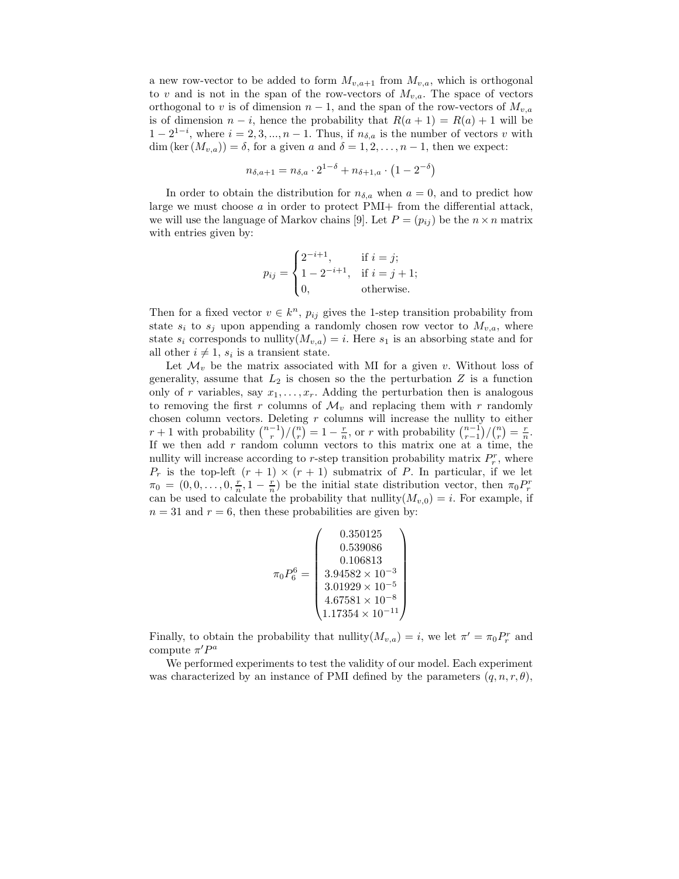a new row-vector to be added to form $M_{v,a+1}$ from $M_{v,a}$, which is orthogonal to $v$ and is not in the span of the row-vectors of $M_{v,a}$. The space of vectors orthogonal to $v$ is of dimension $n-1$, and the span of the row-vectors of $M_{v,a}$ is of dimension $n-i$, hence the probability that $R(a+1) = R(a)+1$ will be $1-2^{1-i}$, where $i = 2, 3, ..., n-1$. Thus, if $n_{\delta,a}$ is the number of vectors $v$ with $\dim(\ker(M_{v,a})) = \delta$, for a given $a$ and $\delta = 1, 2, \ldots, n-1$, then we expect:

$$n_{\delta,a+1} = n_{\delta,a} \cdot 2^{1-\delta} + n_{\delta+1,a} \cdot \left(1 - 2^{-\delta}\right)$$

In order to obtain the distribution for $n_{\delta,a}$ when $a = 0$, and to predict how large we must choose $a$ in order to protect PMI+ from the differential attack, we will use the language of Markov chains [9]. Let $P = (p_{ij})$ be the $n \times n$ matrix with entries given by:

$$p_{ij} = \begin{cases} 2^{-i+1}, & \text{if } i = j; \\ 1 - 2^{-i+1}, & \text{if } i = j+1; \\ 0, & \text{otherwise.} \end{cases}$$

Then for a fixed vector $v \in k^n$, $p_{ij}$ gives the 1-step transition probability from state $s_i$ to $s_j$ upon appending a randomly chosen row vector to $M_{v,a}$, where state $s_i$ corresponds to nullity$(M_{v,a}) = i$. Here $s_1$ is an absorbing state and for all other $i \neq 1$, $s_i$ is a transient state.

Let $\mathcal{M}_v$ be the matrix associated with MI for a given $v$. Without loss of generality, assume that $L_2$ is chosen so the the perturbation $Z$ is a function only of $r$ variables, say $x_1, \ldots, x_r$. Adding the perturbation then is analogous to removing the first $r$ columns of $\mathcal{M}_v$ and replacing them with $r$ randomly chosen column vectors. Deleting $r$ columns will increase the nullity to either $r+1$ with probability $\binom{n-1}{r}/\binom{n}{r} = 1 - \frac{r}{n}$, or $r$ with probability $\binom{n-1}{r-1}/\binom{n}{r} = \frac{r}{n}$. If we then add $r$ random column vectors to this matrix one at a time, the nullity will increase according to $r$-step transition probability matrix $P_r^r$, where $P_r$ is the top-left $(r+1) \times (r+1)$ submatrix of $P$. In particular, if we let $\pi_0 = (0, 0, \ldots, 0, \frac{r}{n}, 1 - \frac{r}{n})$ be the initial state distribution vector, then $\pi_0 P_r^r$ can be used to calculate the probability that nullity$(M_{v,0}) = i$. For example, if $n = 31$ and $r = 6$, then these probabilities are given by:

$$\pi_0 P_6^6 = \begin{pmatrix} 0.350125 \\ 0.539086 \\ 0.106813 \\ 3.94582 \times 10^{-3} \\ 3.01929 \times 10^{-5} \\ 4.67581 \times 10^{-8} \\ 1.17354 \times 10^{-11} \end{pmatrix}$$

Finally, to obtain the probability that nullity$(M_{v,a}) = i$, we let $\pi' = \pi_0 P_r^r$ and compute $\pi' P^a$

We performed experiments to test the validity of our model. Each experiment was characterized by an instance of PMI defined by the parameters $(q, n, r, \theta)$,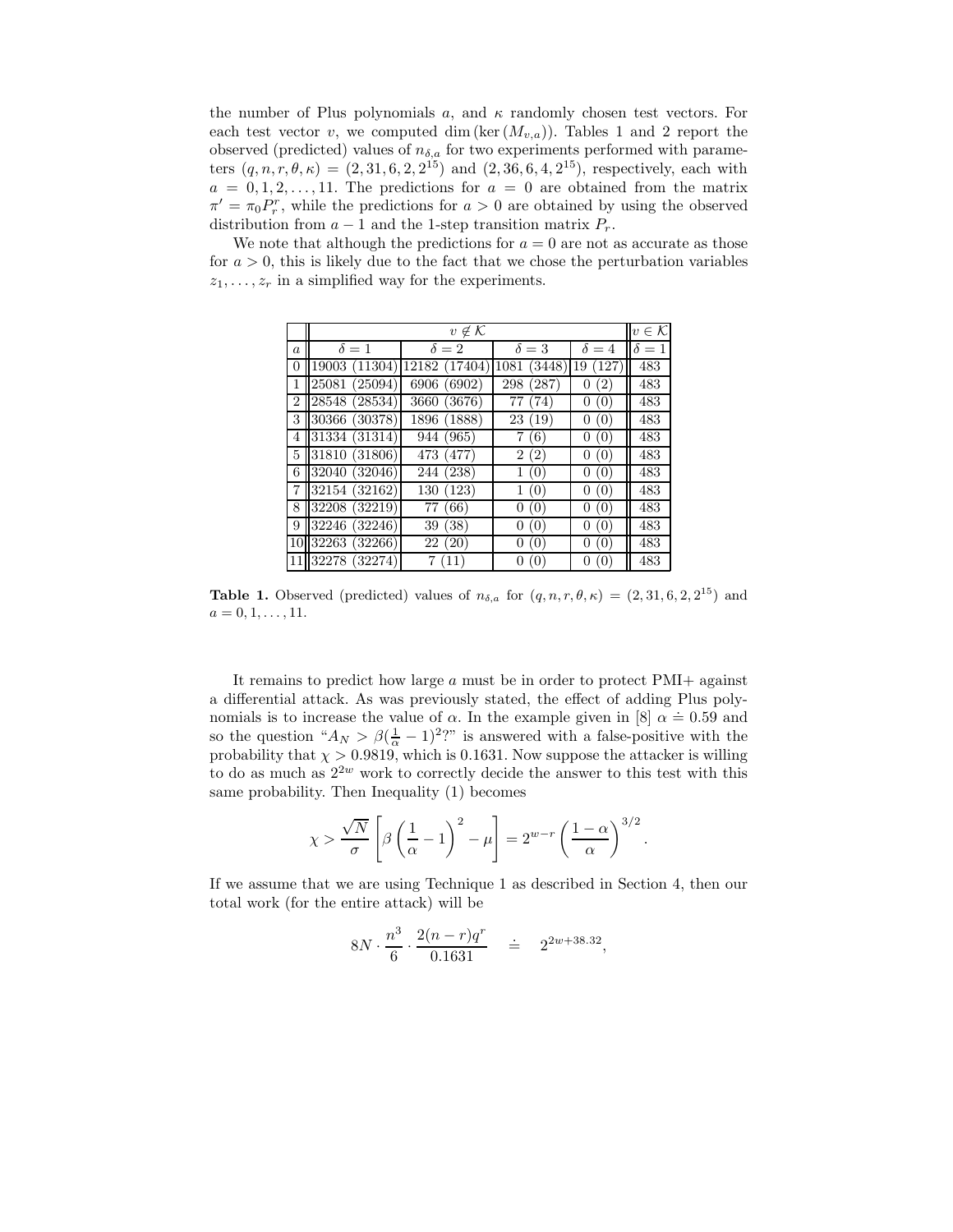the number of Plus polynomials $a$, and $\kappa$ randomly chosen test vectors. For each test vector $v$, we computed $\dim(\ker(M_{v,a}))$. Tables 1 and 2 report the observed (predicted) values of $n_{\delta,a}$ for two experiments performed with parameters $(q, n, r, \theta, \kappa) = (2, 31, 6, 2, 2^{15})$ and $(2, 36, 6, 4, 2^{15})$, respectively, each with $a = 0, 1, 2, \ldots, 11$. The predictions for $a = 0$ are obtained from the matrix $\pi' = \pi_0 P_r^r$, while the predictions for $a > 0$ are obtained by using the observed distribution from $a - 1$ and the 1-step transition matrix $P_r$.

We note that although the predictions for $a = 0$ are not as accurate as those for $a > 0$, this is likely due to the fact that we chose the perturbation variables $z_1, \ldots, z_r$ in a simplified way for the experiments.

|  | $v \notin \mathcal{K}$ | | | | $v \in \mathcal{K}$ |
|---|---|---|---|---|---|
| $a$ | $\delta = 1$ | $\delta = 2$ | $\delta = 3$ | $\delta = 4$ | $\delta = 1$ |
| 0 | 19003 (11304) | 12182 (17404) | 1081 (3448) | 19 (127) | 483 |
| 1 | 25081 (25094) | 6906 (6902) | 298 (287) | 0 (2) | 483 |
| 2 | 28548 (28534) | 3660 (3676) | 77 (74) | 0 (0) | 483 |
| 3 | 30366 (30378) | 1896 (1888) | 23 (19) | 0 (0) | 483 |
| 4 | 31334 (31314) | 944 (965) | 7 (6) | 0 (0) | 483 |
| 5 | 31810 (31806) | 473 (477) | 2 (2) | 0 (0) | 483 |
| 6 | 32040 (32046) | 244 (238) | 1 (0) | 0 (0) | 483 |
| 7 | 32154 (32162) | 130 (123) | 1 (0) | 0 (0) | 483 |
| 8 | 32208 (32219) | 77 (66) | 0 (0) | 0 (0) | 483 |
| 9 | 32246 (32246) | 39 (38) | 0 (0) | 0 (0) | 483 |
| 10 | 32263 (32266) | 22 (20) | 0 (0) | 0 (0) | 483 |
| 11 | 32278 (32274) | 7 (11) | 0 (0) | 0 (0) | 483 |

**Table 1.** Observed (predicted) values of $n_{\delta,a}$ for $(q, n, r, \theta, \kappa) = (2, 31, 6, 2, 2^{15})$ and $a = 0, 1, \ldots, 11$.

It remains to predict how large $a$ must be in order to protect PMI+ against a differential attack. As was previously stated, the effect of adding Plus polynomials is to increase the value of $\alpha$. In the example given in [8] $\alpha \doteq 0.59$ and so the question "$A_N > \beta(\frac{1}{\alpha} - 1)^2$?" is answered with a false-positive with the probability that $\chi > 0.9819$, which is 0.1631. Now suppose the attacker is willing to do as much as $2^{2w}$ work to correctly decide the answer to this test with this same probability. Then Inequality (1) becomes

$$\chi > \frac{\sqrt{N}}{\sigma}\left[\beta\left(\frac{1}{\alpha} - 1\right)^2 - \mu\right] = 2^{w-r}\left(\frac{1-\alpha}{\alpha}\right)^{3/2}.$$

If we assume that we are using Technique 1 as described in Section 4, then our total work (for the entire attack) will be

$$8N \cdot \frac{n^3}{6} \cdot \frac{2(n-r)q^r}{0.1631} \quad \doteq \quad 2^{2w+38.32},$$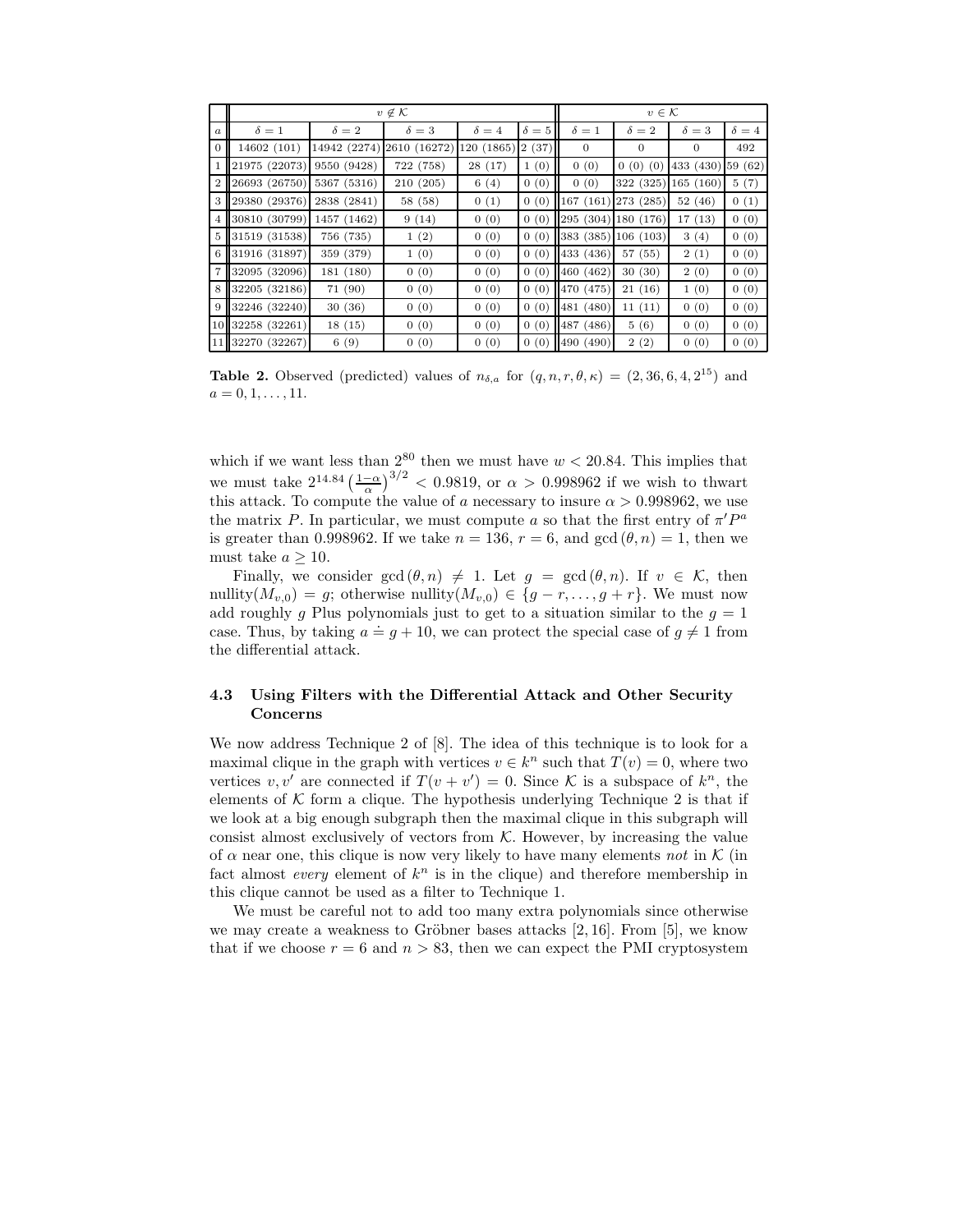| | $v \notin \mathcal{K}$ | | | | | $v \in \mathcal{K}$ | | | |
|---|---|---|---|---|---|---|---|---|---|
| $a$ | $\delta = 1$ | $\delta = 2$ | $\delta = 3$ | $\delta = 4$ | $\delta = 5$ | $\delta = 1$ | $\delta = 2$ | $\delta = 3$ | $\delta = 4$ |
| 0 | 14602 (101) | 14942 (2274) | 2610 (16272) | 120 (1865) | 2 (37) | 0 | 0 | 0 | 492 |
| 1 | 21975 (22073) | 9550 (9428) | 722 (758) | 28 (17) | 1 (0) | 0 (0) | 0 (0) (0) | 433 (430) | 59 (62) |
| 2 | 26693 (26750) | 5367 (5316) | 210 (205) | 6 (4) | 0 (0) | 0 (0) | 322 (325) | 165 (160) | 5 (7) |
| 3 | 29380 (29376) | 2838 (2841) | 58 (58) | 0 (1) | 0 (0) | 167 (161) | 273 (285) | 52 (46) | 0 (1) |
| 4 | 30810 (30799) | 1457 (1462) | 9 (14) | 0 (0) | 0 (0) | 295 (304) | 180 (176) | 17 (13) | 0 (0) |
| 5 | 31519 (31538) | 756 (735) | 1 (2) | 0 (0) | 0 (0) | 383 (385) | 106 (103) | 3 (4) | 0 (0) |
| 6 | 31916 (31897) | 359 (379) | 1 (0) | 0 (0) | 0 (0) | 433 (436) | 57 (55) | 2 (1) | 0 (0) |
| 7 | 32095 (32096) | 181 (180) | 0 (0) | 0 (0) | 0 (0) | 460 (462) | 30 (30) | 2 (0) | 0 (0) |
| 8 | 32205 (32186) | 71 (90) | 0 (0) | 0 (0) | 0 (0) | 470 (475) | 21 (16) | 1 (0) | 0 (0) |
| 9 | 32246 (32240) | 30 (36) | 0 (0) | 0 (0) | 0 (0) | 481 (480) | 11 (11) | 0 (0) | 0 (0) |
| 10 | 32258 (32261) | 18 (15) | 0 (0) | 0 (0) | 0 (0) | 487 (486) | 5 (6) | 0 (0) | 0 (0) |
| 11 | 32270 (32267) | 6 (9) | 0 (0) | 0 (0) | 0 (0) | 490 (490) | 2 (2) | 0 (0) | 0 (0) |

**Table 2.** Observed (predicted) values of $n_{\delta,a}$ for $(q, n, r, \theta, \kappa) = (2, 36, 6, 4, 2^{15})$ and $a = 0, 1, \ldots, 11$.

which if we want less than $2^{80}$ then we must have $w < 20.84$. This implies that we must take $2^{14.84} \left(\frac{1-\alpha}{\alpha}\right)^{3/2} < 0.9819$, or $\alpha > 0.998962$ if we wish to thwart this attack. To compute the value of $a$ necessary to insure $\alpha > 0.998962$, we use the matrix $P$. In particular, we must compute $a$ so that the first entry of $\pi' P^a$ is greater than 0.998962. If we take $n = 136$, $r = 6$, and $\gcd(\theta, n) = 1$, then we must take $a \geq 10$.

Finally, we consider $\gcd(\theta, n) \neq 1$. Let $g = \gcd(\theta, n)$. If $v \in \mathcal{K}$, then $\text{nullity}(M_{v,0}) = g$; otherwise $\text{nullity}(M_{v,0}) \in \{g - r, \ldots, g + r\}$. We must now add roughly $g$ Plus polynomials just to get to a situation similar to the $g = 1$ case. Thus, by taking $a \doteq g + 10$, we can protect the special case of $g \neq 1$ from the differential attack.

### 4.3 Using Filters with the Differential Attack and Other Security Concerns

We now address Technique 2 of [8]. The idea of this technique is to look for a maximal clique in the graph with vertices $v \in k^n$ such that $T(v) = 0$, where two vertices $v, v'$ are connected if $T(v + v') = 0$. Since $\mathcal{K}$ is a subspace of $k^n$, the elements of $\mathcal{K}$ form a clique. The hypothesis underlying Technique 2 is that if we look at a big enough subgraph then the maximal clique in this subgraph will consist almost exclusively of vectors from $\mathcal{K}$. However, by increasing the value of $\alpha$ near one, this clique is now very likely to have many elements *not* in $\mathcal{K}$ (in fact almost *every* element of $k^n$ is in the clique) and therefore membership in this clique cannot be used as a filter to Technique 1.

We must be careful not to add too many extra polynomials since otherwise we may create a weakness to Gröbner bases attacks [2, 16]. From [5], we know that if we choose $r = 6$ and $n > 83$, then we can expect the PMI cryptosystem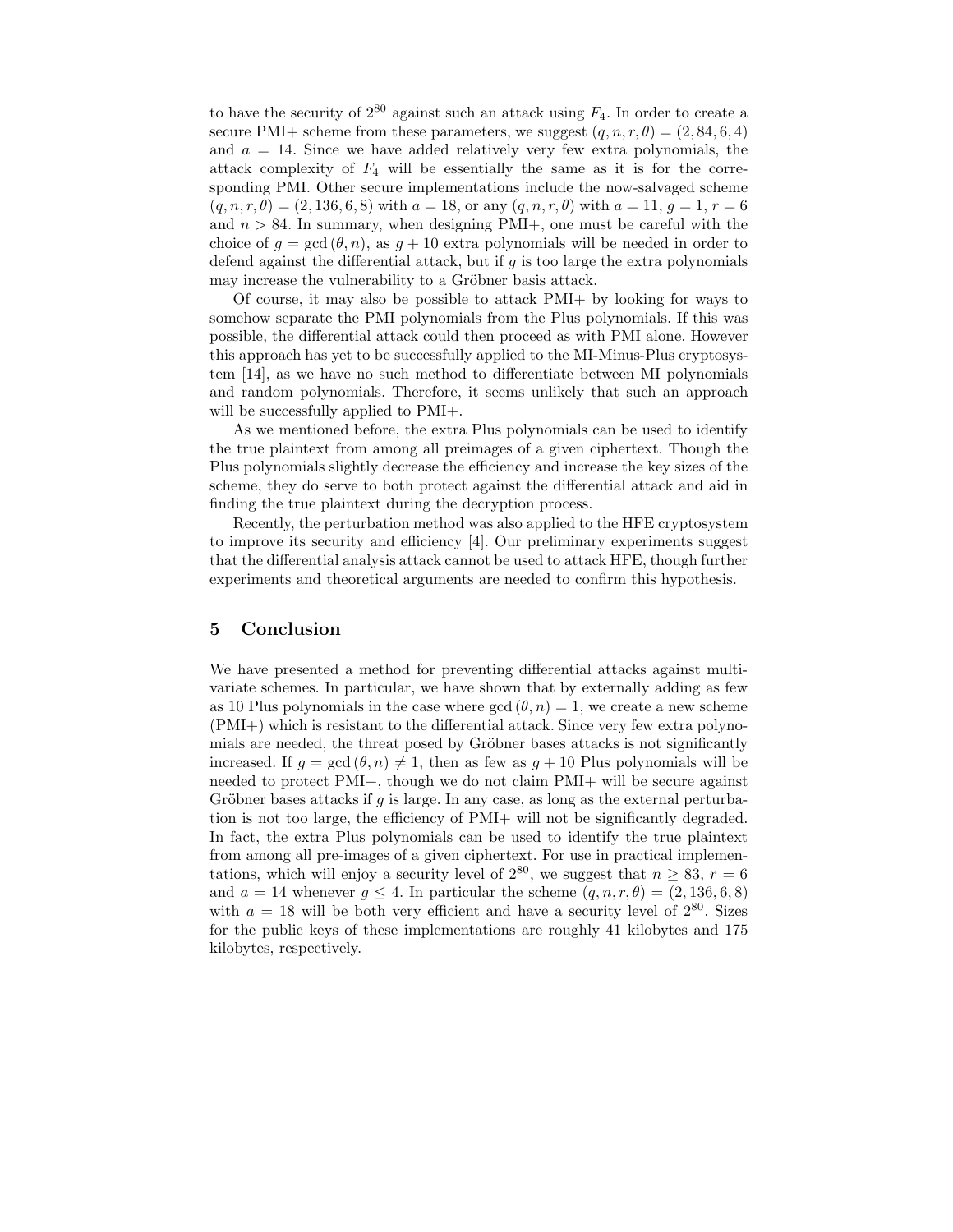to have the security of $2^{80}$ against such an attack using $F_4$. In order to create a secure PMI+ scheme from these parameters, we suggest $(q, n, r, \theta) = (2, 84, 6, 4)$ and $a = 14$. Since we have added relatively very few extra polynomials, the attack complexity of $F_4$ will be essentially the same as it is for the corresponding PMI. Other secure implementations include the now-salvaged scheme $(q, n, r, \theta) = (2, 136, 6, 8)$ with $a = 18$, or any $(q, n, r, \theta)$ with $a = 11$, $g = 1$, $r = 6$ and $n > 84$. In summary, when designing PMI+, one must be careful with the choice of $g = \gcd(\theta, n)$, as $g + 10$ extra polynomials will be needed in order to defend against the differential attack, but if $g$ is too large the extra polynomials may increase the vulnerability to a Gröbner basis attack.

Of course, it may also be possible to attack PMI+ by looking for ways to somehow separate the PMI polynomials from the Plus polynomials. If this was possible, the differential attack could then proceed as with PMI alone. However this approach has yet to be successfully applied to the MI-Minus-Plus cryptosystem [14], as we have no such method to differentiate between MI polynomials and random polynomials. Therefore, it seems unlikely that such an approach will be successfully applied to PMI+.

As we mentioned before, the extra Plus polynomials can be used to identify the true plaintext from among all preimages of a given ciphertext. Though the Plus polynomials slightly decrease the efficiency and increase the key sizes of the scheme, they do serve to both protect against the differential attack and aid in finding the true plaintext during the decryption process.

Recently, the perturbation method was also applied to the HFE cryptosystem to improve its security and efficiency [4]. Our preliminary experiments suggest that the differential analysis attack cannot be used to attack HFE, though further experiments and theoretical arguments are needed to confirm this hypothesis.

## 5 Conclusion

We have presented a method for preventing differential attacks against multivariate schemes. In particular, we have shown that by externally adding as few as 10 Plus polynomials in the case where $\gcd(\theta, n) = 1$, we create a new scheme (PMI+) which is resistant to the differential attack. Since very few extra polynomials are needed, the threat posed by Gröbner bases attacks is not significantly increased. If $g = \gcd(\theta, n) \neq 1$, then as few as $g + 10$ Plus polynomials will be needed to protect PMI+, though we do not claim PMI+ will be secure against Gröbner bases attacks if $g$ is large. In any case, as long as the external perturbation is not too large, the efficiency of PMI+ will not be significantly degraded. In fact, the extra Plus polynomials can be used to identify the true plaintext from among all pre-images of a given ciphertext. For use in practical implementations, which will enjoy a security level of $2^{80}$, we suggest that $n \geq 83$, $r = 6$ and $a = 14$ whenever $g \leq 4$. In particular the scheme $(q, n, r, \theta) = (2, 136, 6, 8)$ with $a = 18$ will be both very efficient and have a security level of $2^{80}$. Sizes for the public keys of these implementations are roughly 41 kilobytes and 175 kilobytes, respectively.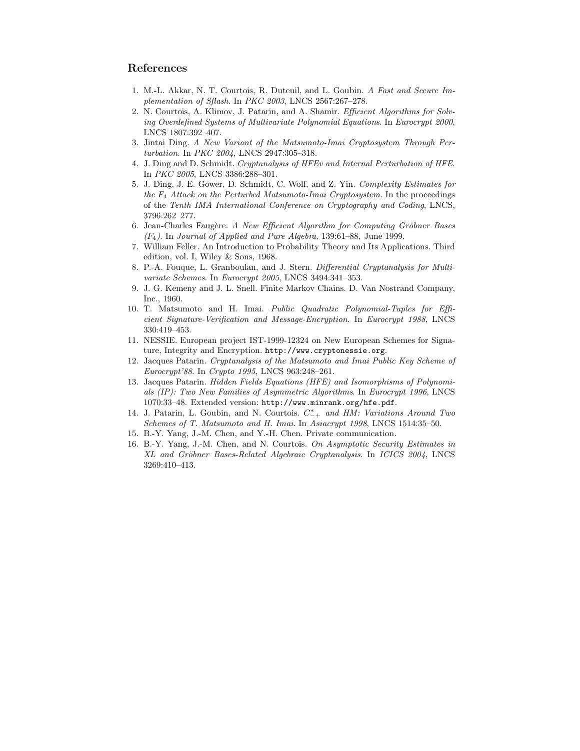## References

1. M.-L. Akkar, N. T. Courtois, R. Duteuil, and L. Goubin. *A Fast and Secure Implementation of Sflash*. In *PKC 2003*, LNCS 2567:267–278.
2. N. Courtois, A. Klimov, J. Patarin, and A. Shamir. *Efficient Algorithms for Solving Overdefined Systems of Multivariate Polynomial Equations*. In *Eurocrypt 2000*, LNCS 1807:392–407.
3. Jintai Ding. *A New Variant of the Matsumoto-Imai Cryptosystem Through Perturbation*. In *PKC 2004*, LNCS 2947:305–318.
4. J. Ding and D. Schmidt. *Cryptanalysis of HFEv and Internal Perturbation of HFE*. In *PKC 2005*, LNCS 3386:288–301.
5. J. Ding, J. E. Gower, D. Schmidt, C. Wolf, and Z. Yin. *Complexity Estimates for the $F_4$ Attack on the Perturbed Matsumoto-Imai Cryptosystem*. In the proceedings of the *Tenth IMA International Conference on Cryptography and Coding*, LNCS, 3796:262–277.
6. Jean-Charles Faugère. *A New Efficient Algorithm for Computing Gröbner Bases ($F_4$)*. In *Journal of Applied and Pure Algebra*, 139:61–88, June 1999.
7. William Feller. An Introduction to Probability Theory and Its Applications. Third edition, vol. I, Wiley & Sons, 1968.
8. P.-A. Fouque, L. Granboulan, and J. Stern. *Differential Cryptanalysis for Multivariate Schemes*. In *Eurocrypt 2005*, LNCS 3494:341–353.
9. J. G. Kemeny and J. L. Snell. Finite Markov Chains. D. Van Nostrand Company, Inc., 1960.
10. T. Matsumoto and H. Imai. *Public Quadratic Polynomial-Tuples for Efficient Signature-Verification and Message-Encryption*. In *Eurocrypt 1988*, LNCS 330:419–453.
11. NESSIE. European project IST-1999-12324 on New European Schemes for Signature, Integrity and Encryption. `http://www.cryptonessie.org`.
12. Jacques Patarin. *Cryptanalysis of the Matsumoto and Imai Public Key Scheme of Eurocrypt'88*. In *Crypto 1995*, LNCS 963:248–261.
13. Jacques Patarin. *Hidden Fields Equations (HFE) and Isomorphisms of Polynomials (IP): Two New Families of Asymmetric Algorithms*. In *Eurocrypt 1996*, LNCS 1070:33–48. Extended version: `http://www.minrank.org/hfe.pdf`.
14. J. Patarin, L. Goubin, and N. Courtois. *$C^*_{-+}$ and HM: Variations Around Two Schemes of T. Matsumoto and H. Imai*. In *Asiacrypt 1998*, LNCS 1514:35–50.
15. B.-Y. Yang, J.-M. Chen, and Y.-H. Chen. Private communication.
16. B.-Y. Yang, J.-M. Chen, and N. Courtois. *On Asymptotic Security Estimates in XL and Gröbner Bases-Related Algebraic Cryptanalysis*. In *ICICS 2004*, LNCS 3269:410–413.